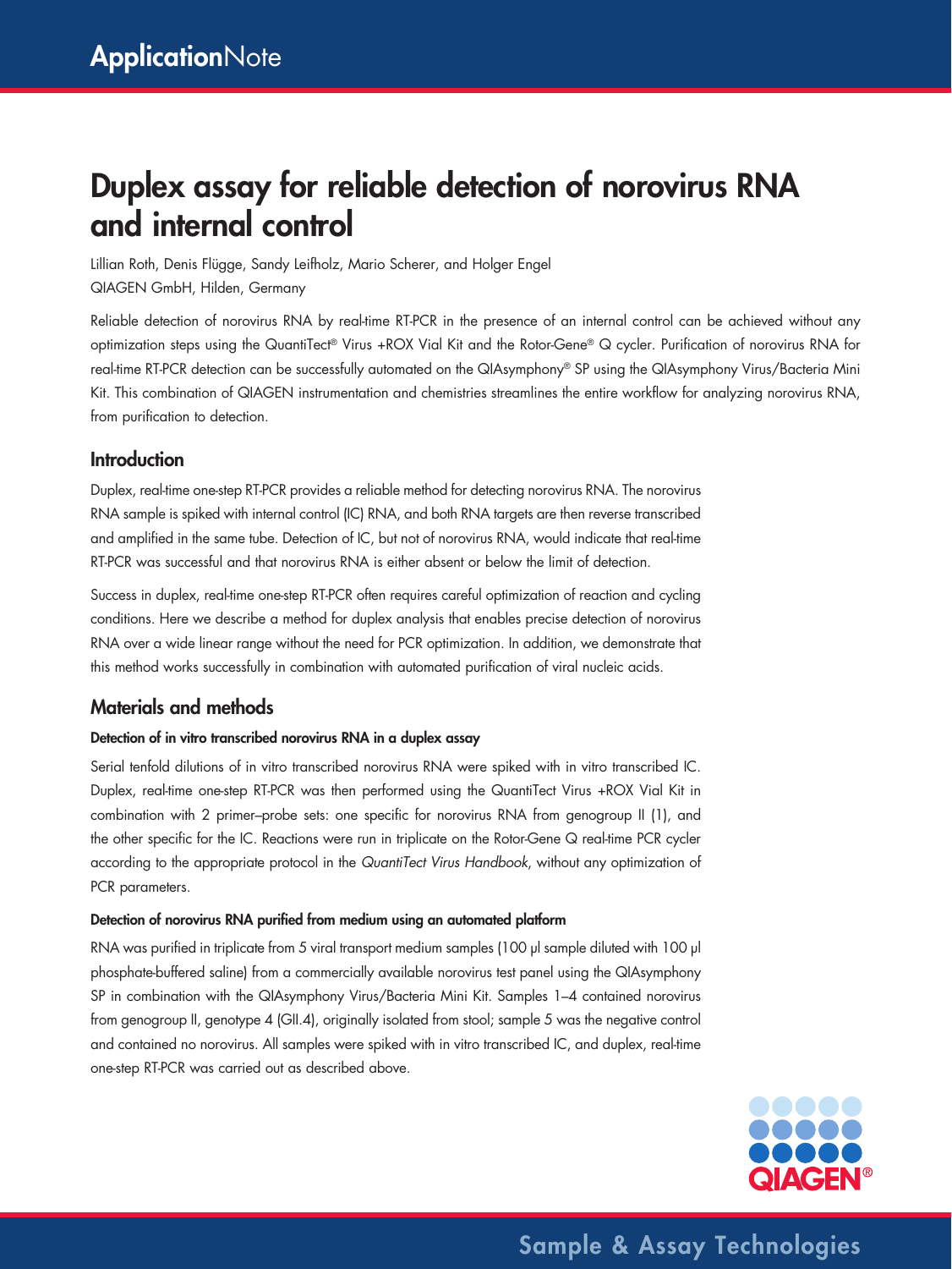# Duplex assay for reliable detection of norovirus RNA and internal control

Lillian Roth, Denis Flügge, Sandy Leifholz, Mario Scherer, and Holger Engel
QIAGEN GmbH, Hilden, Germany

Reliable detection of norovirus RNA by real-time RT-PCR in the presence of an internal control can be achieved without any optimization steps using the QuantiTect® Virus +ROX Vial Kit and the Rotor-Gene® Q cycler. Purification of norovirus RNA for real-time RT-PCR detection can be successfully automated on the QIAsymphony® SP using the QIAsymphony Virus/Bacteria Mini Kit. This combination of QIAGEN instrumentation and chemistries streamlines the entire workflow for analyzing norovirus RNA, from purification to detection.

## Introduction

Duplex, real-time one-step RT-PCR provides a reliable method for detecting norovirus RNA. The norovirus RNA sample is spiked with internal control (IC) RNA, and both RNA targets are then reverse transcribed and amplified in the same tube. Detection of IC, but not of norovirus RNA, would indicate that real-time RT-PCR was successful and that norovirus RNA is either absent or below the limit of detection.

Success in duplex, real-time one-step RT-PCR often requires careful optimization of reaction and cycling conditions. Here we describe a method for duplex analysis that enables precise detection of norovirus RNA over a wide linear range without the need for PCR optimization. In addition, we demonstrate that this method works successfully in combination with automated purification of viral nucleic acids.

## Materials and methods

#### Detection of in vitro transcribed norovirus RNA in a duplex assay

Serial tenfold dilutions of in vitro transcribed norovirus RNA were spiked with in vitro transcribed IC. Duplex, real-time one-step RT-PCR was then performed using the QuantiTect Virus +ROX Vial Kit in combination with 2 primer–probe sets: one specific for norovirus RNA from genogroup II (1), and the other specific for the IC. Reactions were run in triplicate on the Rotor-Gene Q real-time PCR cycler according to the appropriate protocol in the *QuantiTect Virus Handbook*, without any optimization of PCR parameters.

#### Detection of norovirus RNA purified from medium using an automated platform

RNA was purified in triplicate from 5 viral transport medium samples (100 µl sample diluted with 100 µl phosphate-buffered saline) from a commercially available norovirus test panel using the QIAsymphony SP in combination with the QIAsymphony Virus/Bacteria Mini Kit. Samples 1–4 contained norovirus from genogroup II, genotype 4 (GII.4), originally isolated from stool; sample 5 was the negative control and contained no norovirus. All samples were spiked with in vitro transcribed IC, and duplex, real-time one-step RT-PCR was carried out as described above.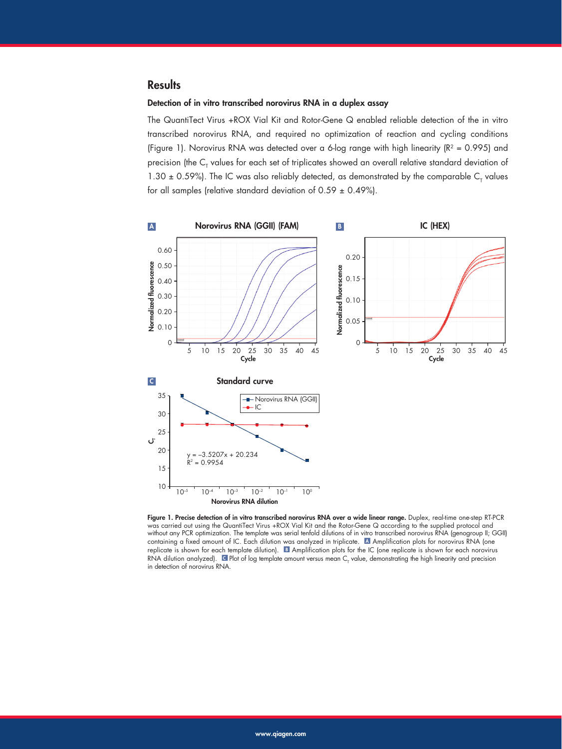## Results

### Detection of in vitro transcribed norovirus RNA in a duplex assay

The QuantiTect Virus +ROX Vial Kit and Rotor-Gene Q enabled reliable detection of the in vitro transcribed norovirus RNA, and required no optimization of reaction and cycling conditions (Figure 1). Norovirus RNA was detected over a 6-log range with high linearity ($R^2$ = 0.995) and precision (the $C_T$ values for each set of triplicates showed an overall relative standard deviation of 1.30 ± 0.59%). The IC was also reliably detected, as demonstrated by the comparable $C_T$ values for all samples (relative standard deviation of 0.59 ± 0.49%).

**Figure 1. Precise detection of in vitro transcribed norovirus RNA over a wide linear range.** Duplex, real-time one-step RT-PCR was carried out using the QuantiTect Virus +ROX Vial Kit and the Rotor-Gene Q according to the supplied protocol and without any PCR optimization. The template was serial tenfold dilutions of in vitro transcribed norovirus RNA (genogroup II; GGII) containing a fixed amount of IC. Each dilution was analyzed in triplicate. **A** Amplification plots for norovirus RNA (one replicate is shown for each template dilution). **B** Amplification plots for the IC (one replicate is shown for each norovirus RNA dilution analyzed). **C** Plot of log template amount versus mean $C_T$ value, demonstrating the high linearity and precision in detection of norovirus RNA.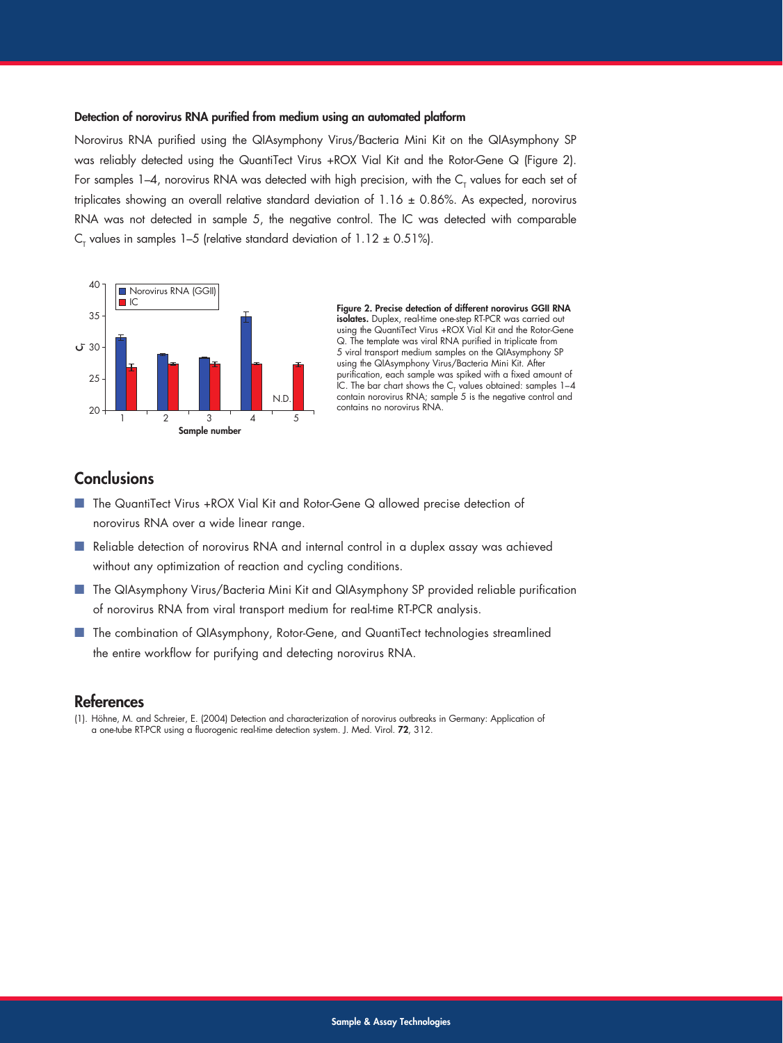### Detection of norovirus RNA purified from medium using an automated platform

Norovirus RNA purified using the QIAsymphony Virus/Bacteria Mini Kit on the QIAsymphony SP was reliably detected using the QuantiTect Virus +ROX Vial Kit and the Rotor-Gene Q (Figure 2). For samples 1–4, norovirus RNA was detected with high precision, with the $C_T$ values for each set of triplicates showing an overall relative standard deviation of 1.16 ± 0.86%. As expected, norovirus RNA was not detected in sample 5, the negative control. The IC was detected with comparable $C_T$ values in samples 1–5 (relative standard deviation of 1.12 ± 0.51%).

**Figure 2. Precise detection of different norovirus GGII RNA isolates.** Duplex, real-time one-step RT-PCR was carried out using the QuantiTect Virus +ROX Vial Kit and the Rotor-Gene Q. The template was viral RNA purified in triplicate from 5 viral transport medium samples on the QIAsymphony SP using the QIAsymphony Virus/Bacteria Mini Kit. After purification, each sample was spiked with a fixed amount of IC. The bar chart shows the $C_T$ values obtained: samples 1–4 contain norovirus RNA; sample 5 is the negative control and contains no norovirus RNA.

## Conclusions

- The QuantiTect Virus +ROX Vial Kit and Rotor-Gene Q allowed precise detection of norovirus RNA over a wide linear range.
- Reliable detection of norovirus RNA and internal control in a duplex assay was achieved without any optimization of reaction and cycling conditions.
- The QIAsymphony Virus/Bacteria Mini Kit and QIAsymphony SP provided reliable purification of norovirus RNA from viral transport medium for real-time RT-PCR analysis.
- The combination of QIAsymphony, Rotor-Gene, and QuantiTect technologies streamlined the entire workflow for purifying and detecting norovirus RNA.

## References

(1). Höhne, M. and Schreier, E. (2004) Detection and characterization of norovirus outbreaks in Germany: Application of a one-tube RT-PCR using a fluorogenic real-time detection system. J. Med. Virol. **72**, 312.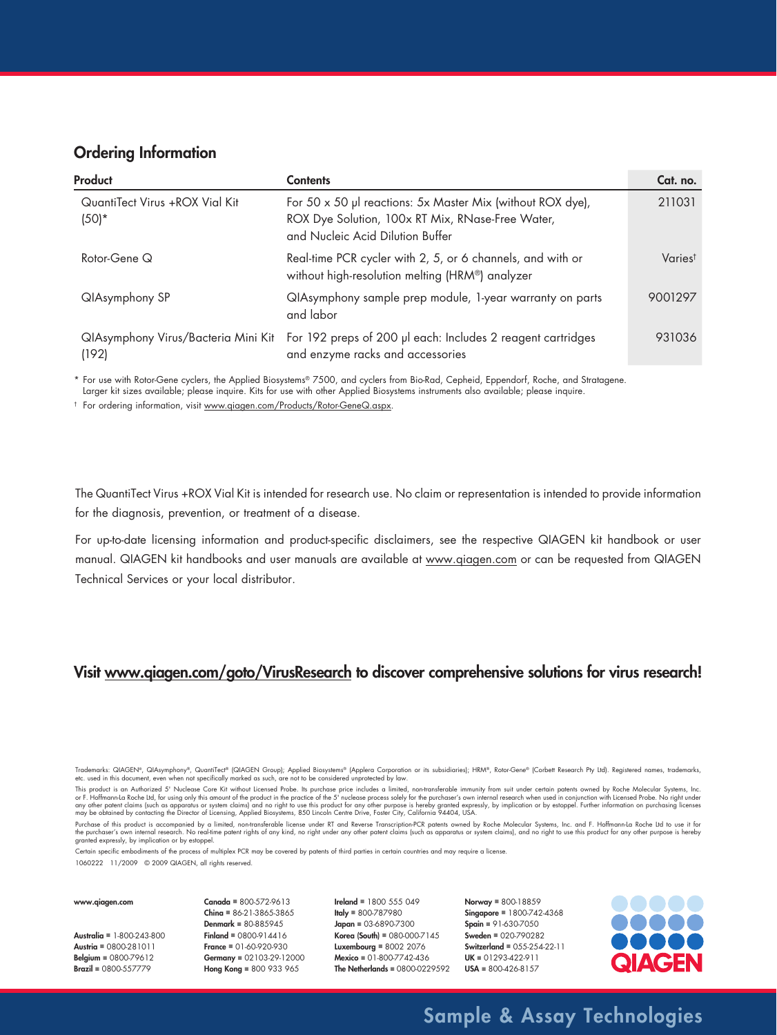## Ordering Information

| Product | Contents | Cat. no. |
|---|---|---|
| QuantiTect Virus +ROX Vial Kit (50)* | For 50 x 50 µl reactions: 5x Master Mix (without ROX dye), ROX Dye Solution, 100x RT Mix, RNase-Free Water, and Nucleic Acid Dilution Buffer | 211031 |
| Rotor-Gene Q | Real-time PCR cycler with 2, 5, or 6 channels, and with or without high-resolution melting (HRM®) analyzer | Varies† |
| QIAsymphony SP | QIAsymphony sample prep module, 1-year warranty on parts and labor | 9001297 |
| QIAsymphony Virus/Bacteria Mini Kit (192) | For 192 preps of 200 µl each: Includes 2 reagent cartridges and enzyme racks and accessories | 931036 |

\* For use with Rotor-Gene cyclers, the Applied Biosystems® 7500, and cyclers from Bio-Rad, Cepheid, Eppendorf, Roche, and Stratagene. Larger kit sizes available; please inquire. Kits for use with other Applied Biosystems instruments also available; please inquire.

† For ordering information, visit www.qiagen.com/Products/Rotor-GeneQ.aspx.

The QuantiTect Virus +ROX Vial Kit is intended for research use. No claim or representation is intended to provide information for the diagnosis, prevention, or treatment of a disease.

For up-to-date licensing information and product-specific disclaimers, see the respective QIAGEN kit handbook or user manual. QIAGEN kit handbooks and user manuals are available at www.qiagen.com or can be requested from QIAGEN Technical Services or your local distributor.

**Visit www.qiagen.com/goto/VirusResearch to discover comprehensive solutions for virus research!**

Trademarks: QIAGEN®, QIAsymphony®, QuantiTect® (QIAGEN Group); Applied Biosystems® (Applera Corporation or its subsidiaries); HRM®, Rotor-Gene® (Corbett Research Pty Ltd). Registered names, trademarks, etc. used in this document, even when not specifically marked as such, are not to be considered unprotected by law.

This product is an Authorized 5' Nuclease Core Kit without Licensed Probe. Its purchase price includes a limited, non-transferable immunity from suit under certain patents owned by Roche Molecular Systems, Inc. or F. Hoffmann-La Roche Ltd, for using only this amount of the product in the practice of the 5' nuclease process solely for the purchaser's own internal research when used in conjunction with Licensed Probe. No right under any other patent claims (such as apparatus or system claims) and no right to use this product for any other purpose is hereby granted expressly, by implication or by estoppel. Further information on purchasing licenses may be obtained by contacting the Director of Licensing, Applied Biosystems, 850 Lincoln Centre Drive, Foster City, California 94404, USA.

Purchase of this product is accompanied by a limited, non-transferable license under RT and Reverse Transcription-PCR patents owned by Roche Molecular Systems, Inc. and F. Hoffmann-La Roche Ltd to use it for the purchaser's own internal research. No real-time patent rights of any kind, no right under any other patent claims (such as apparatus or system claims), and no right to use this product for any other purpose is hereby granted expressly, by implication or by estoppel.

Certain specific embodiments of the process of multiplex PCR may be covered by patents of third parties in certain countries and may require a license.

1060222 11/2009 © 2009 QIAGEN, all rights reserved.

www.qiagen.com

**Australia** ■ 1-800-243-800
**Austria** ■ 0800-281011
**Belgium** ■ 0800-79612
**Brazil** ■ 0800-557779
**Canada** ■ 800-572-9613
**China** ■ 86-21-3865-3865
**Denmark** ■ 80-885945
**Finland** ■ 0800-914416
**France** ■ 01-60-920-930
**Germany** ■ 02103-29-12000
**Hong Kong** ■ 800 933 965
**Ireland** ■ 1800 555 049
**Italy** ■ 800-787980
**Japan** ■ 03-6890-7300
**Korea (South)** ■ 080-000-7145
**Luxembourg** ■ 8002 2076
**Mexico** ■ 01-800-7742-436
**The Netherlands** ■ 0800-0229592
**Norway** ■ 800-18859
**Singapore** ■ 1800-742-4368
**Spain** ■ 91-630-7050
**Sweden** ■ 020-790282
**Switzerland** ■ 055-254-22-11
**UK** ■ 01293-422-911
**USA** ■ 800-426-8157

QIAGEN

Sample & Assay Technologies